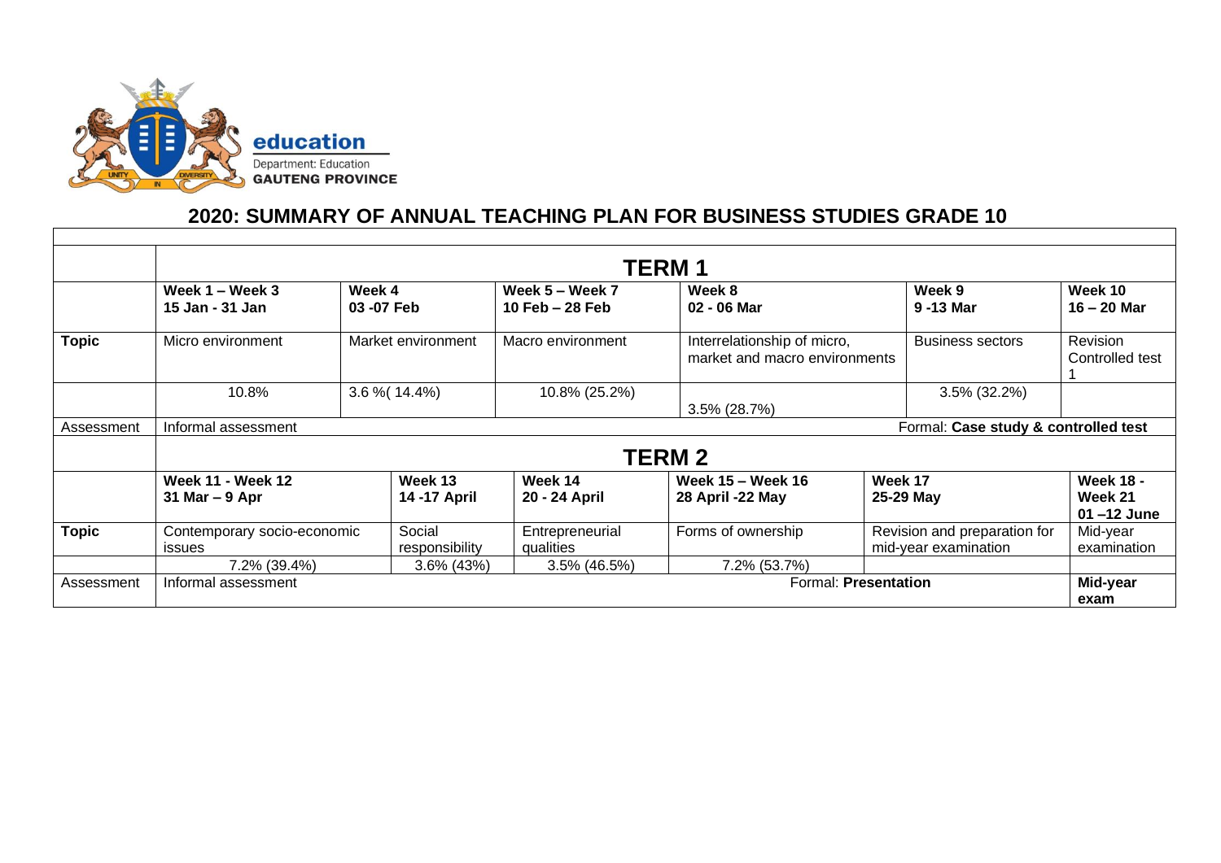education

Department: Education
**GAUTENG PROVINCE**

## 2020: SUMMARY OF ANNUAL TEACHING PLAN FOR BUSINESS STUDIES GRADE 10

| | **TERM 1** | | | | | |
|---|---|---|---|---|---|---|
| | **Week 1 – Week 3**<br>**15 Jan - 31 Jan** | **Week 4**<br>**03 -07 Feb** | **Week 5 – Week 7**<br>**10 Feb – 28 Feb** | **Week 8**<br>**02 - 06 Mar** | **Week 9**<br>**9 -13 Mar** | **Week 10**<br>**16 – 20 Mar** |
| **Topic** | Micro environment | Market environment | Macro environment | Interrelationship of micro, market and macro environments | Business sectors | Revision<br>Controlled test 1 |
| | 10.8% | 3.6 %( 14.4%) | 10.8% (25.2%) | 3.5% (28.7%) | 3.5% (32.2%) | |
| Assessment | Informal assessment | | | | Formal: **Case study & controlled test** | |

| | **TERM 2** | | | | | |
|---|---|---|---|---|---|---|
| | **Week 11 - Week 12**<br>**31 Mar – 9 Apr** | **Week 13**<br>**14 -17 April** | **Week 14**<br>**20 - 24 April** | **Week 15 – Week 16**<br>**28 April -22 May** | **Week 17**<br>**25-29 May** | **Week 18 - Week 21**<br>**01 –12 June** |
| **Topic** | Contemporary socio-economic issues | Social responsibility | Entrepreneurial qualities | Forms of ownership | Revision and preparation for mid-year examination | Mid-year examination |
| | 7.2% (39.4%) | 3.6% (43%) | 3.5% (46.5%) | 7.2% (53.7%) | | |
| Assessment | Informal assessment | | | Formal: **Presentation** | | **Mid-year exam** |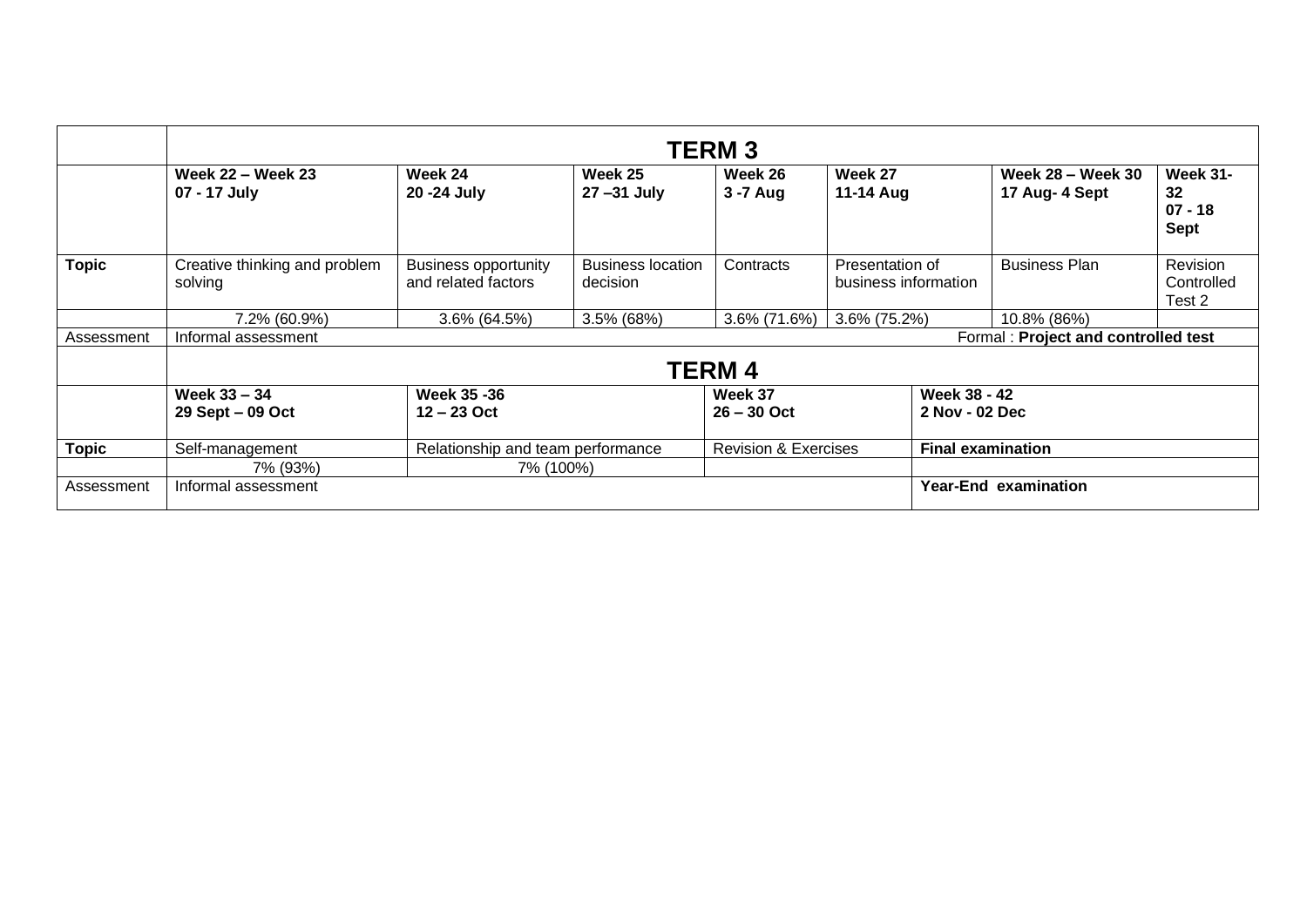| | | | | | | | |
|---|---|---|---|---|---|---|---|
| | **TERM 3** | | | | | | |
| | **Week 22 – Week 23 07 - 17 July** | **Week 24 20 -24 July** | **Week 25 27 –31 July** | **Week 26 3 -7 Aug** | **Week 27 11-14 Aug** | **Week 28 – Week 30 17 Aug- 4 Sept** | **Week 31-32 07 - 18 Sept** |
| **Topic** | Creative thinking and problem solving | Business opportunity and related factors | Business location decision | Contracts | Presentation of business information | Business Plan | Revision Controlled Test 2 |
| | 7.2% (60.9%) | 3.6% (64.5%) | 3.5% (68%) | 3.6% (71.6%) | 3.6% (75.2%) | 10.8% (86%) | |
| Assessment | Informal assessment | | | | | Formal : **Project and controlled test** | |

| | | | | |
|---|---|---|---|---|
| | **TERM 4** | | | |
| | **Week 33 – 34 29 Sept – 09 Oct** | **Week 35 -36 12 – 23 Oct** | **Week 37 26 – 30 Oct** | **Week 38 - 42 2 Nov - 02 Dec** |
| **Topic** | Self-management | Relationship and team performance | Revision & Exercises | **Final examination** |
| | 7% (93%) | 7% (100%) | | |
| Assessment | Informal assessment | | | **Year-End examination** |